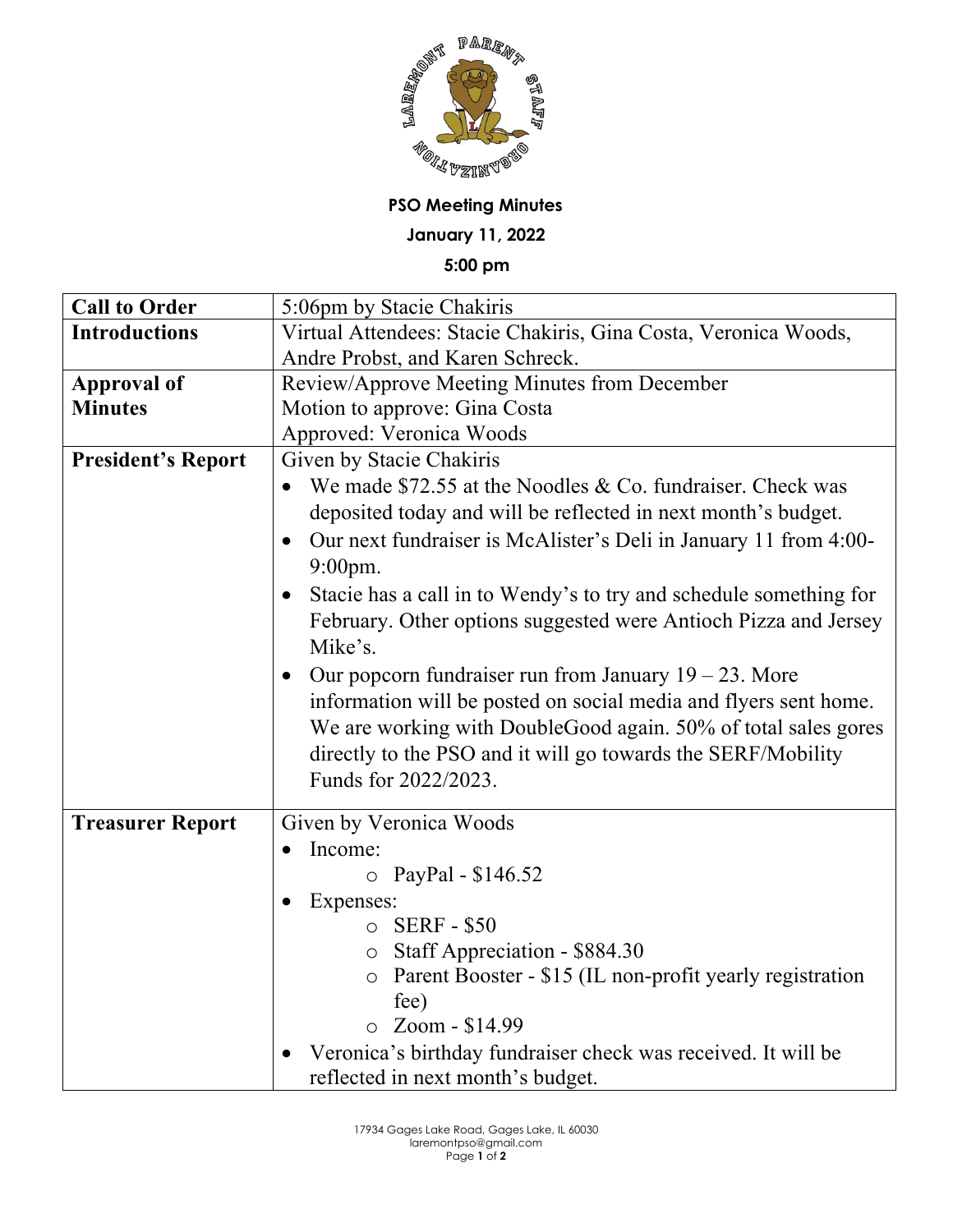**PSO Meeting Minutes**

**January 11, 2022**

**5:00 pm**

| **Call to Order** | 5:06pm by Stacie Chakiris |
|---|---|
| **Introductions** | Virtual Attendees: Stacie Chakiris, Gina Costa, Veronica Woods, Andre Probst, and Karen Schreck. |
| **Approval of Minutes** | Review/Approve Meeting Minutes from December<br>Motion to approve: Gina Costa<br>Approved: Veronica Woods |
| **President's Report** | Given by Stacie Chakiris<br>• We made $72.55 at the Noodles & Co. fundraiser. Check was deposited today and will be reflected in next month's budget.<br>• Our next fundraiser is McAlister's Deli in January 11 from 4:00-9:00pm.<br>• Stacie has a call in to Wendy's to try and schedule something for February. Other options suggested were Antioch Pizza and Jersey Mike's.<br>• Our popcorn fundraiser run from January 19 – 23. More information will be posted on social media and flyers sent home. We are working with DoubleGood again. 50% of total sales gores directly to the PSO and it will go towards the SERF/Mobility Funds for 2022/2023. |
| **Treasurer Report** | Given by Veronica Woods<br>• Income:<br>  ○ PayPal - $146.52<br>• Expenses:<br>  ○ SERF - $50<br>  ○ Staff Appreciation - $884.30<br>  ○ Parent Booster - $15 (IL non-profit yearly registration fee)<br>  ○ Zoom - $14.99<br>• Veronica's birthday fundraiser check was received. It will be reflected in next month's budget. |

17934 Gages Lake Road, Gages Lake, IL 60030
laremontpso@gmail.com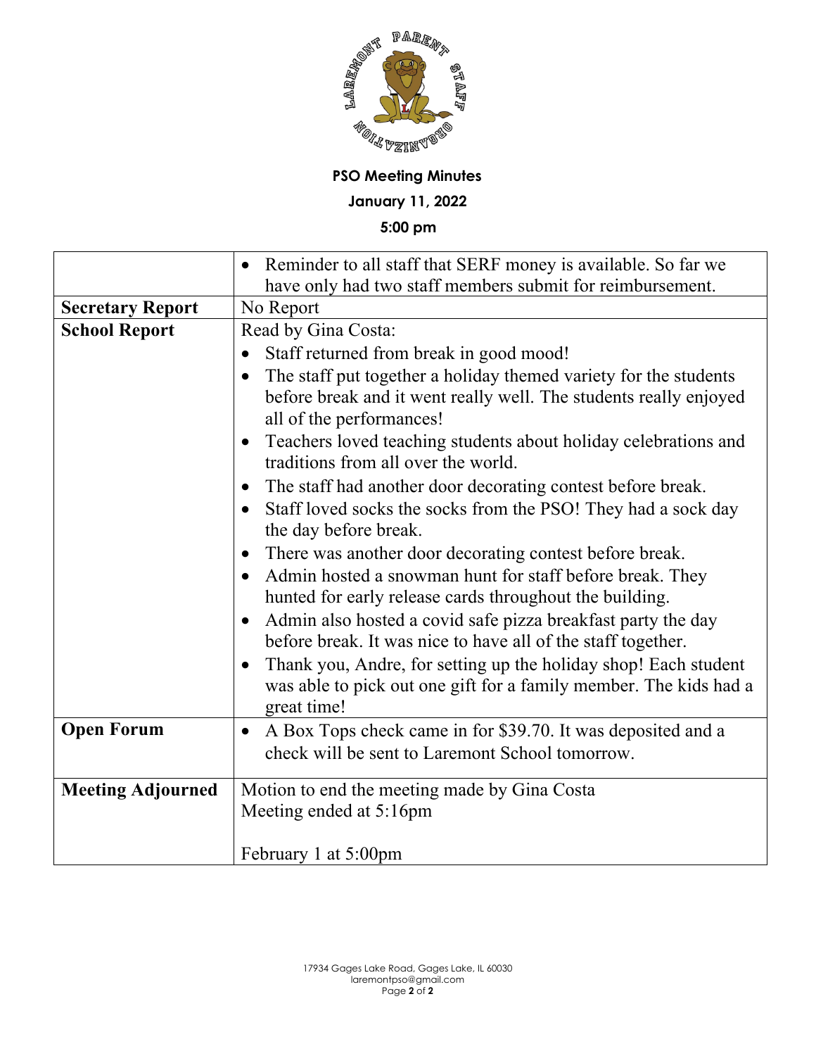**PSO Meeting Minutes**

**January 11, 2022**

**5:00 pm**

| | |
|---|---|
| | • Reminder to all staff that SERF money is available. So far we have only had two staff members submit for reimbursement. |
| **Secretary Report** | No Report |
| **School Report** | Read by Gina Costa:<br>• Staff returned from break in good mood!<br>• The staff put together a holiday themed variety for the students before break and it went really well. The students really enjoyed all of the performances!<br>• Teachers loved teaching students about holiday celebrations and traditions from all over the world.<br>• The staff had another door decorating contest before break.<br>• Staff loved socks the socks from the PSO! They had a sock day the day before break.<br>• There was another door decorating contest before break.<br>• Admin hosted a snowman hunt for staff before break. They hunted for early release cards throughout the building.<br>• Admin also hosted a covid safe pizza breakfast party the day before break. It was nice to have all of the staff together.<br>• Thank you, Andre, for setting up the holiday shop! Each student was able to pick out one gift for a family member. The kids had a great time! |
| **Open Forum** | • A Box Tops check came in for $39.70. It was deposited and a check will be sent to Laremont School tomorrow. |
| **Meeting Adjourned** | Motion to end the meeting made by Gina Costa<br>Meeting ended at 5:16pm<br><br>February 1 at 5:00pm |

17934 Gages Lake Road, Gages Lake, IL 60030
laremontpso@gmail.com